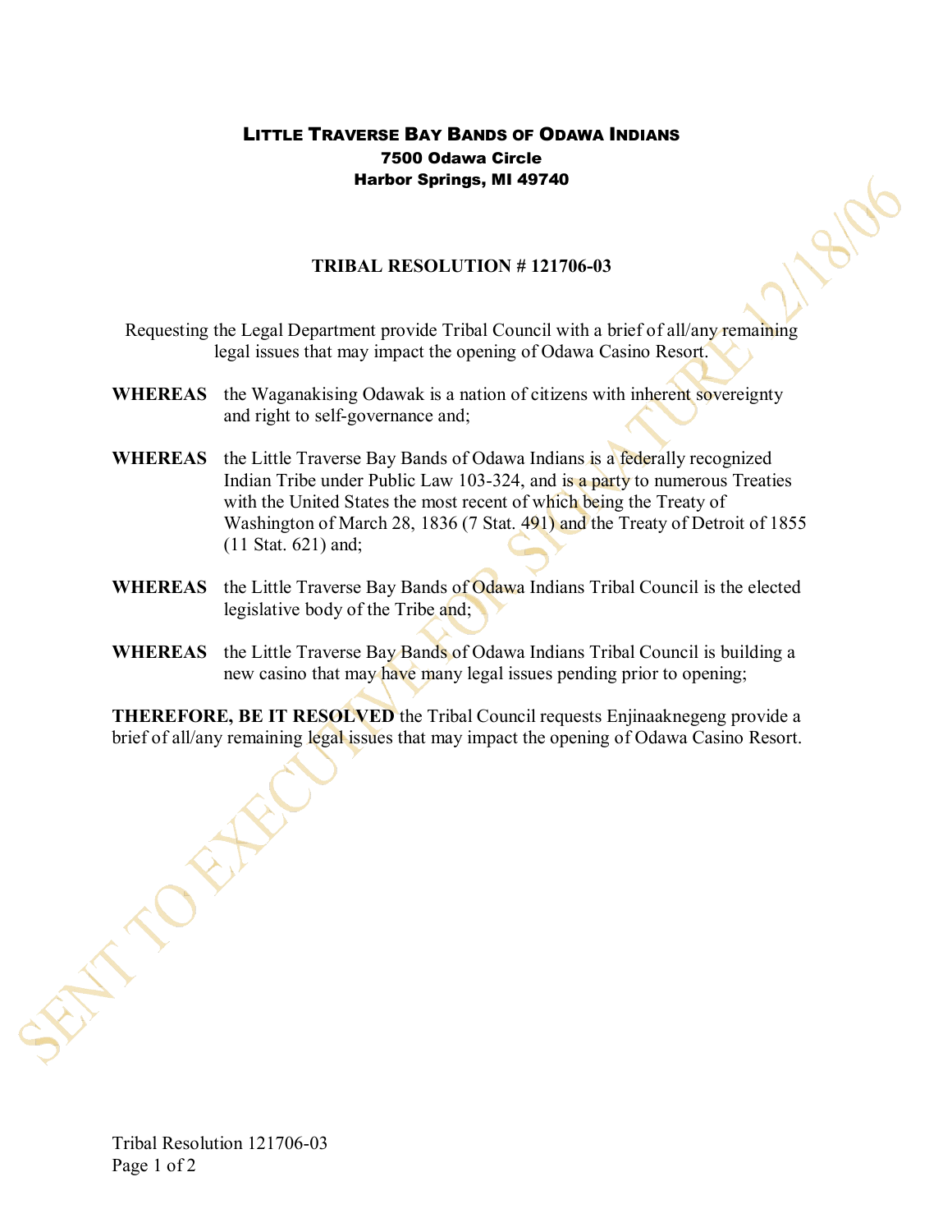**LITTLE TRAVERSE BAY BANDS OF ODAWA INDIANS**
**7500 Odawa Circle**
**Harbor Springs, MI 49740**

SENT TO EXECUTIVE FOR SIGNATURE 12/18/06

## TRIBAL RESOLUTION # 121706-03

Requesting the Legal Department provide Tribal Council with a brief of all/any remaining legal issues that may impact the opening of Odawa Casino Resort.

**WHEREAS** the Waganakising Odawak is a nation of citizens with inherent sovereignty and right to self-governance and;

**WHEREAS** the Little Traverse Bay Bands of Odawa Indians is a federally recognized Indian Tribe under Public Law 103-324, and is a party to numerous Treaties with the United States the most recent of which being the Treaty of Washington of March 28, 1836 (7 Stat. 491) and the Treaty of Detroit of 1855 (11 Stat. 621) and;

**WHEREAS** the Little Traverse Bay Bands of Odawa Indians Tribal Council is the elected legislative body of the Tribe and;

**WHEREAS** the Little Traverse Bay Bands of Odawa Indians Tribal Council is building a new casino that may have many legal issues pending prior to opening;

**THEREFORE, BE IT RESOLVED** the Tribal Council requests Enjinaaknegeng provide a brief of all/any remaining legal issues that may impact the opening of Odawa Casino Resort.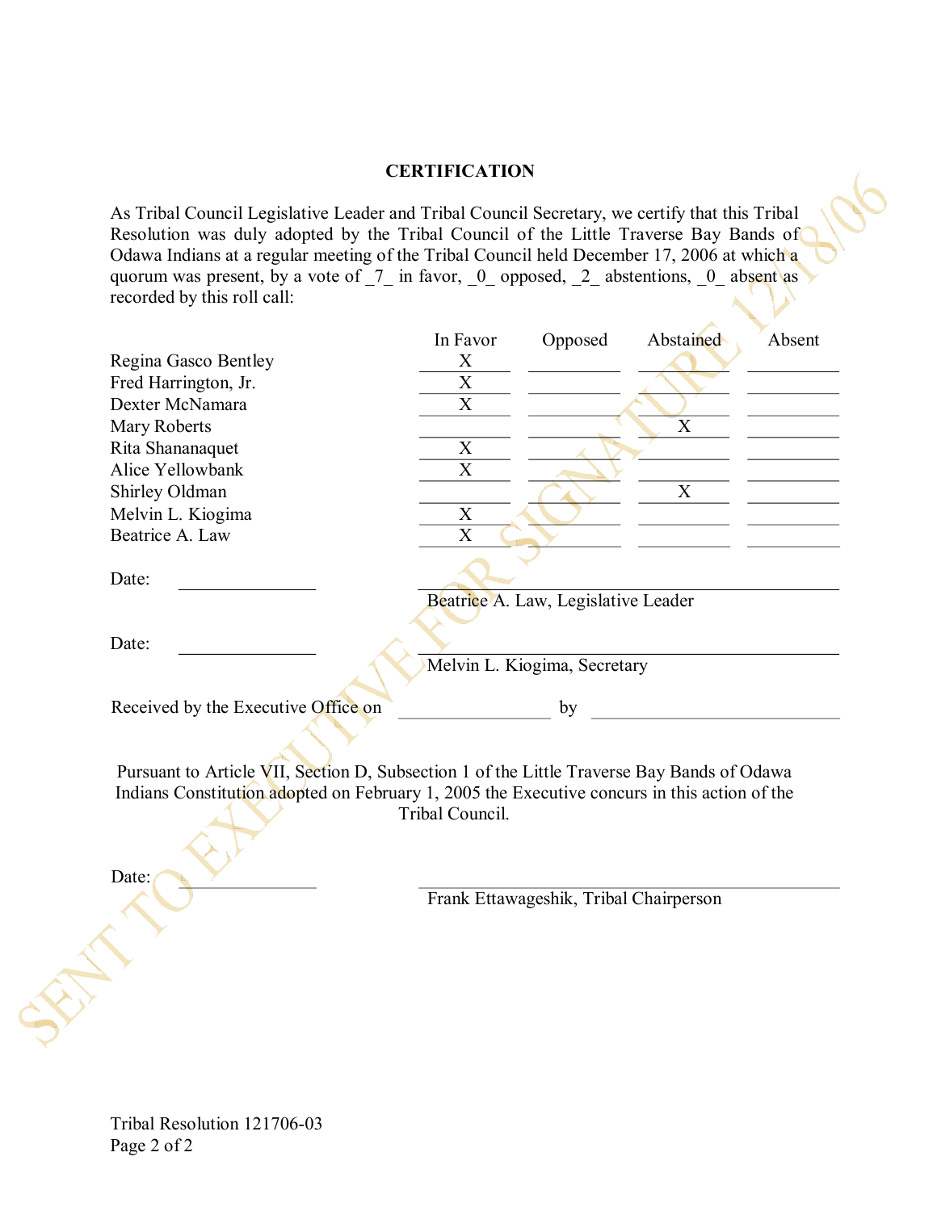## CERTIFICATION

As Tribal Council Legislative Leader and Tribal Council Secretary, we certify that this Tribal Resolution was duly adopted by the Tribal Council of the Little Traverse Bay Bands of Odawa Indians at a regular meeting of the Tribal Council held December 17, 2006 at which a quorum was present, by a vote of _7_ in favor, _0_ opposed, _2_ abstentions, _0_ absent as recorded by this roll call:

| | In Favor | Opposed | Abstained | Absent |
|---|---|---|---|---|
| Regina Gasco Bentley | X | | | |
| Fred Harrington, Jr. | X | | | |
| Dexter McNamara | X | | | |
| Mary Roberts | | | X | |
| Rita Shananaquet | X | | | |
| Alice Yellowbank | X | | | |
| Shirley Oldman | | | X | |
| Melvin L. Kiogima | X | | | |
| Beatrice A. Law | X | | | |

Date: ________________ ____________________________________
Beatrice A. Law, Legislative Leader

Date: ________________ ____________________________________
Melvin L. Kiogima, Secretary

Received by the Executive Office on ________________ by ____________________________

Pursuant to Article VII, Section D, Subsection 1 of the Little Traverse Bay Bands of Odawa Indians Constitution adopted on February 1, 2005 the Executive concurs in this action of the Tribal Council.

Date: ________________ ____________________________________
Frank Ettawageshik, Tribal Chairperson

SENT TO EXECUTIVE FOR SIGNATURE 12/18/06

Tribal Resolution 121706-03